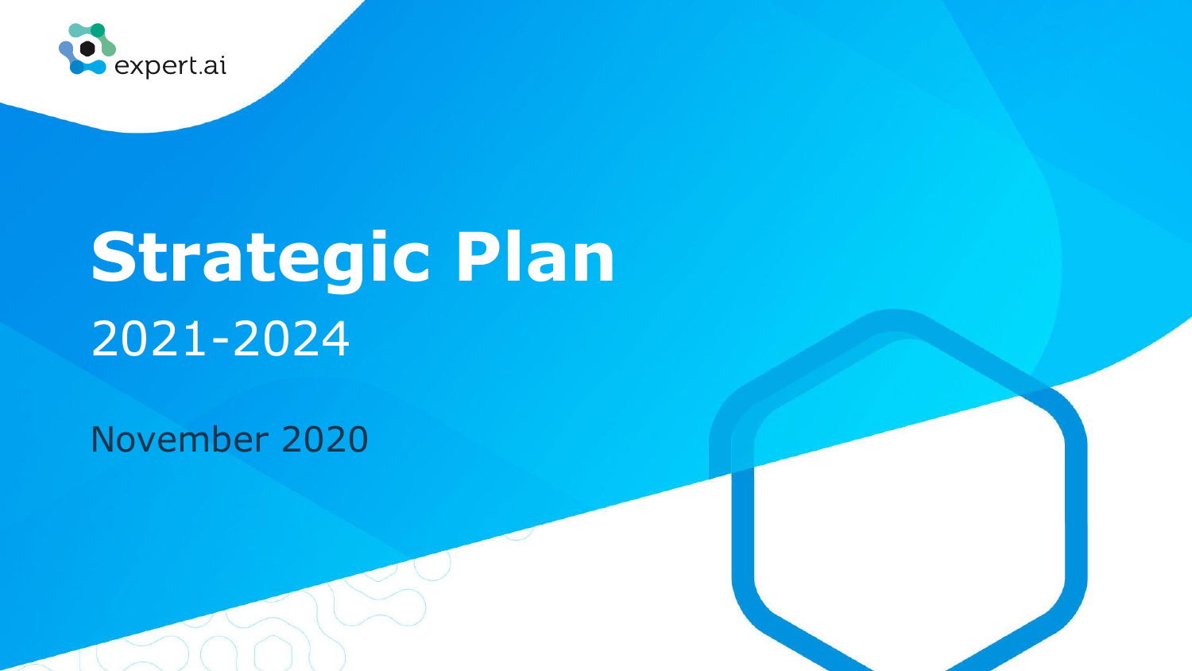expert.ai

# Strategic Plan

2021-2024

November 2020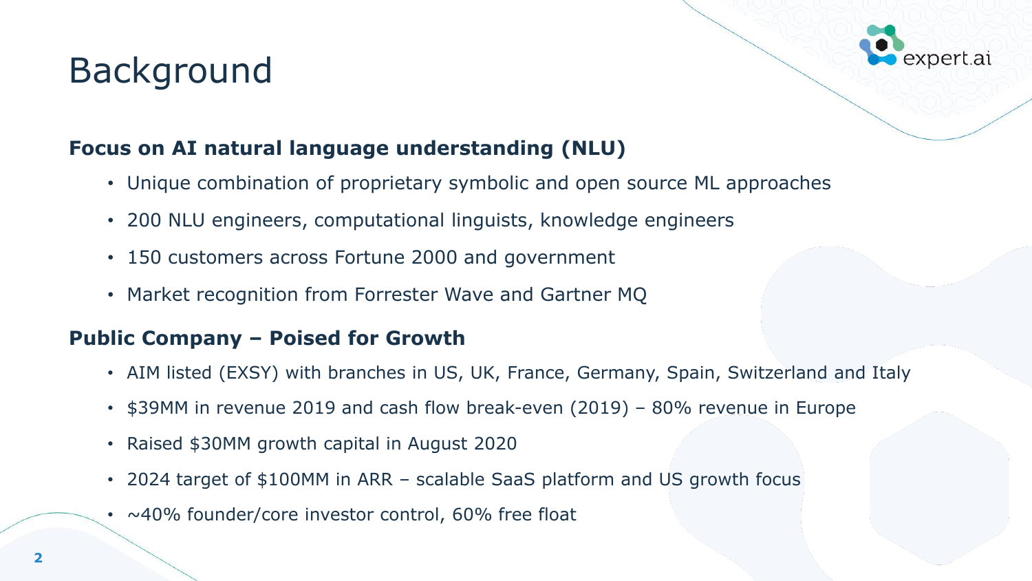# Background

### Focus on AI natural language understanding (NLU)

- Unique combination of proprietary symbolic and open source ML approaches
- 200 NLU engineers, computational linguists, knowledge engineers
- 150 customers across Fortune 2000 and government
- Market recognition from Forrester Wave and Gartner MQ

### Public Company – Poised for Growth

- AIM listed (EXSY) with branches in US, UK, France, Germany, Spain, Switzerland and Italy
- $39MM in revenue 2019 and cash flow break-even (2019) – 80% revenue in Europe
- Raised $30MM growth capital in August 2020
- 2024 target of $100MM in ARR – scalable SaaS platform and US growth focus
- ~40% founder/core investor control, 60% free float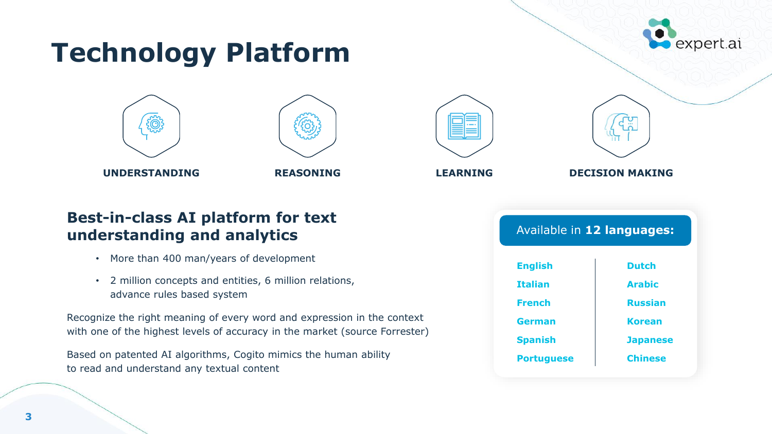# Technology Platform

**UNDERSTANDING**

**REASONING**

**LEARNING**

**DECISION MAKING**

## Best-in-class AI platform for text understanding and analytics

- More than 400 man/years of development
- 2 million concepts and entities, 6 million relations, advance rules based system

Recognize the right meaning of every word and expression in the context with one of the highest levels of accuracy in the market (source Forrester)

Based on patented AI algorithms, Cogito mimics the human ability to read and understand any textual content

Available in **12 languages:**

| | |
|---|---|
| **English** | **Dutch** |
| **Italian** | **Arabic** |
| **French** | **Russian** |
| **German** | **Korean** |
| **Spanish** | **Japanese** |
| **Portuguese** | **Chinese** |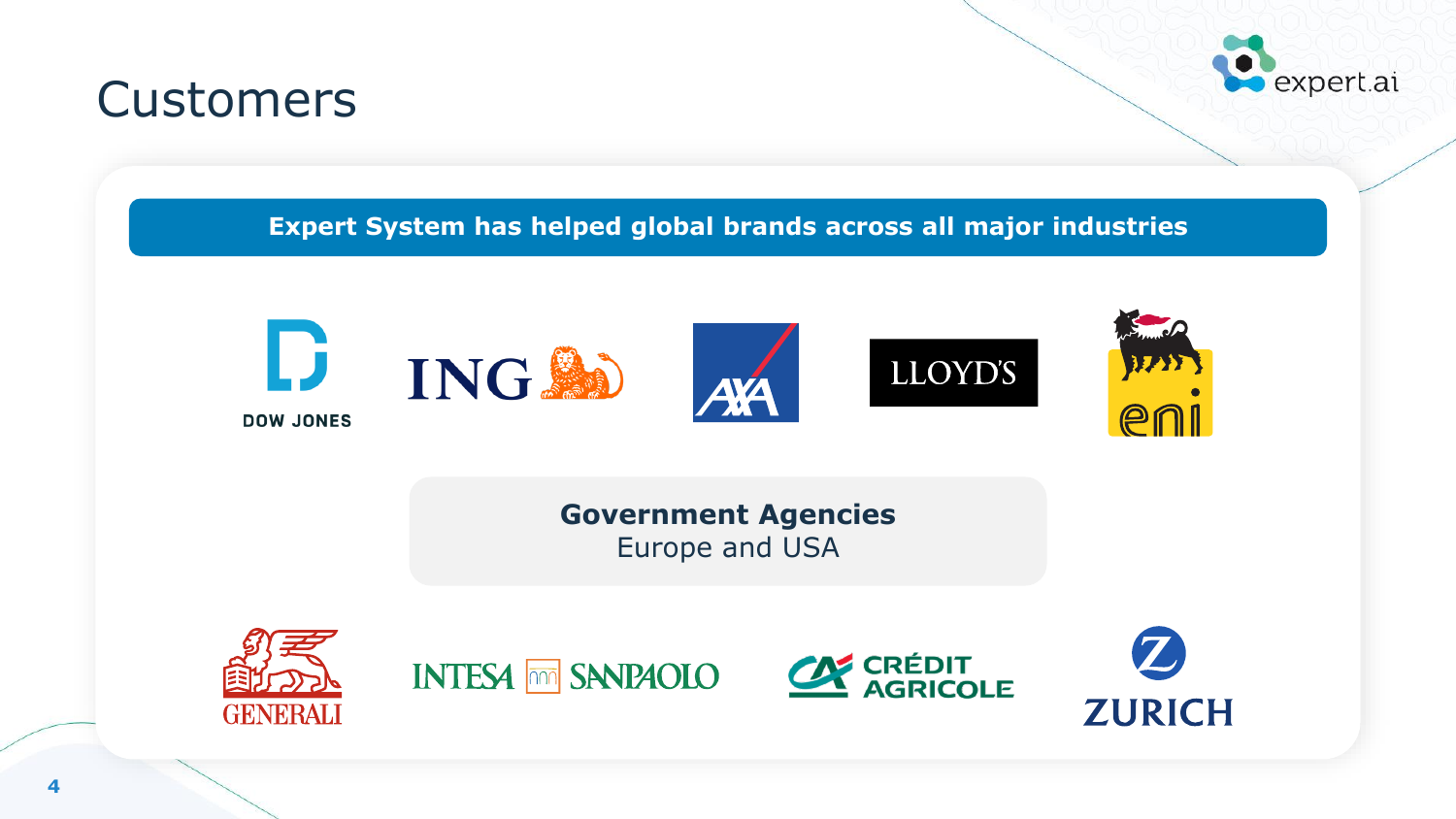# Customers

**Expert System has helped global brands across all major industries**

DOW JONES

ING

AXA

LLOYD'S

eni

**Government Agencies**
Europe and USA

GENERALI

INTESA SANPAOLO

CRÉDIT AGRICOLE

ZURICH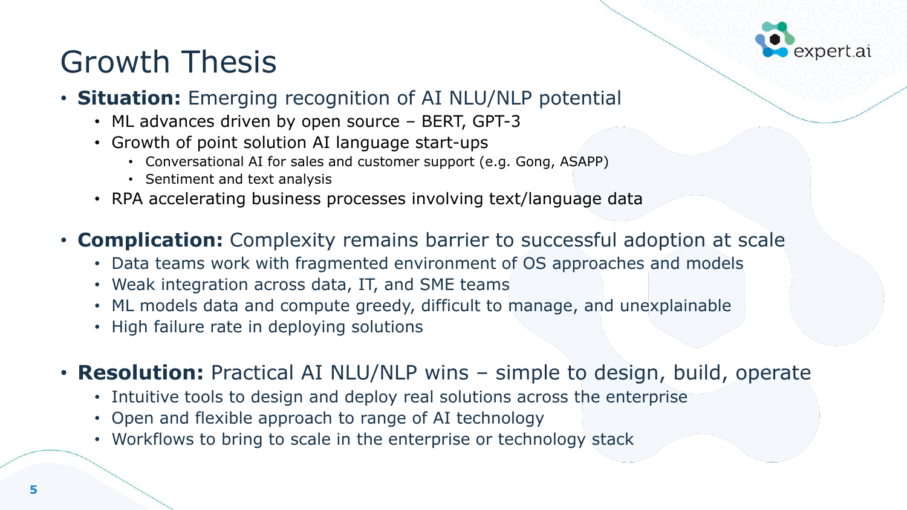# Growth Thesis

- **Situation:** Emerging recognition of AI NLU/NLP potential
  - ML advances driven by open source – BERT, GPT-3
  - Growth of point solution AI language start-ups
    - Conversational AI for sales and customer support (e.g. Gong, ASAPP)
    - Sentiment and text analysis
  - RPA accelerating business processes involving text/language data

- **Complication:** Complexity remains barrier to successful adoption at scale
  - Data teams work with fragmented environment of OS approaches and models
  - Weak integration across data, IT, and SME teams
  - ML models data and compute greedy, difficult to manage, and unexplainable
  - High failure rate in deploying solutions

- **Resolution:** Practical AI NLU/NLP wins – simple to design, build, operate
  - Intuitive tools to design and deploy real solutions across the enterprise
  - Open and flexible approach to range of AI technology
  - Workflows to bring to scale in the enterprise or technology stack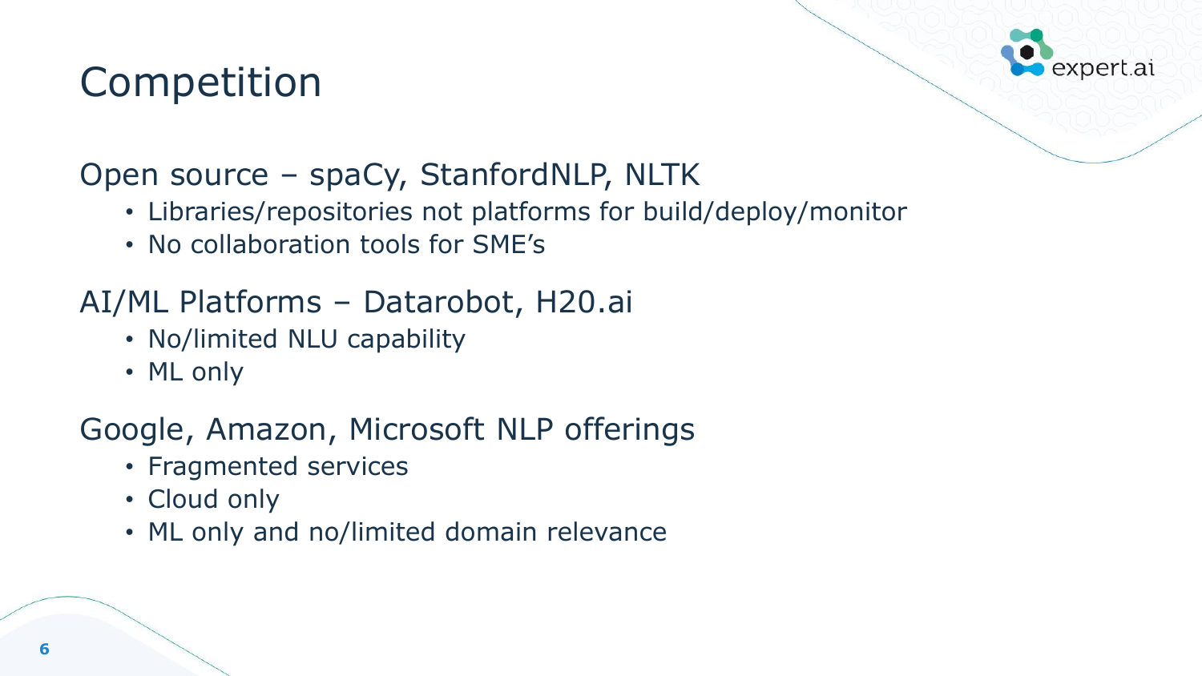# Competition

## Open source – spaCy, StanfordNLP, NLTK

- Libraries/repositories not platforms for build/deploy/monitor
- No collaboration tools for SME's

## AI/ML Platforms – Datarobot, H20.ai

- No/limited NLU capability
- ML only

## Google, Amazon, Microsoft NLP offerings

- Fragmented services
- Cloud only
- ML only and no/limited domain relevance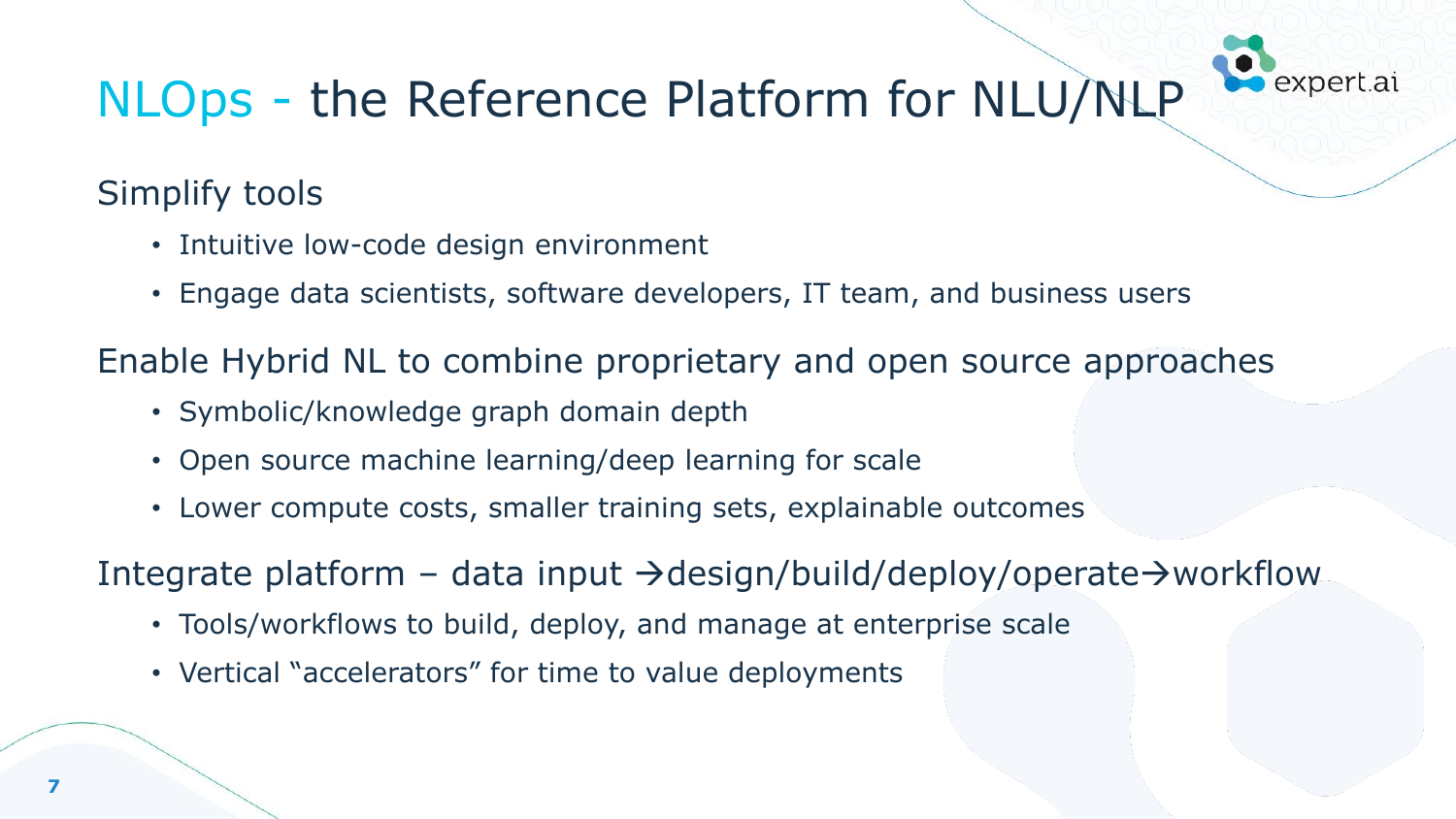# NLOps - the Reference Platform for NLU/NLP

## Simplify tools

- Intuitive low-code design environment
- Engage data scientists, software developers, IT team, and business users

## Enable Hybrid NL to combine proprietary and open source approaches

- Symbolic/knowledge graph domain depth
- Open source machine learning/deep learning for scale
- Lower compute costs, smaller training sets, explainable outcomes

## Integrate platform – data input →design/build/deploy/operate→workflow

- Tools/workflows to build, deploy, and manage at enterprise scale
- Vertical "accelerators" for time to value deployments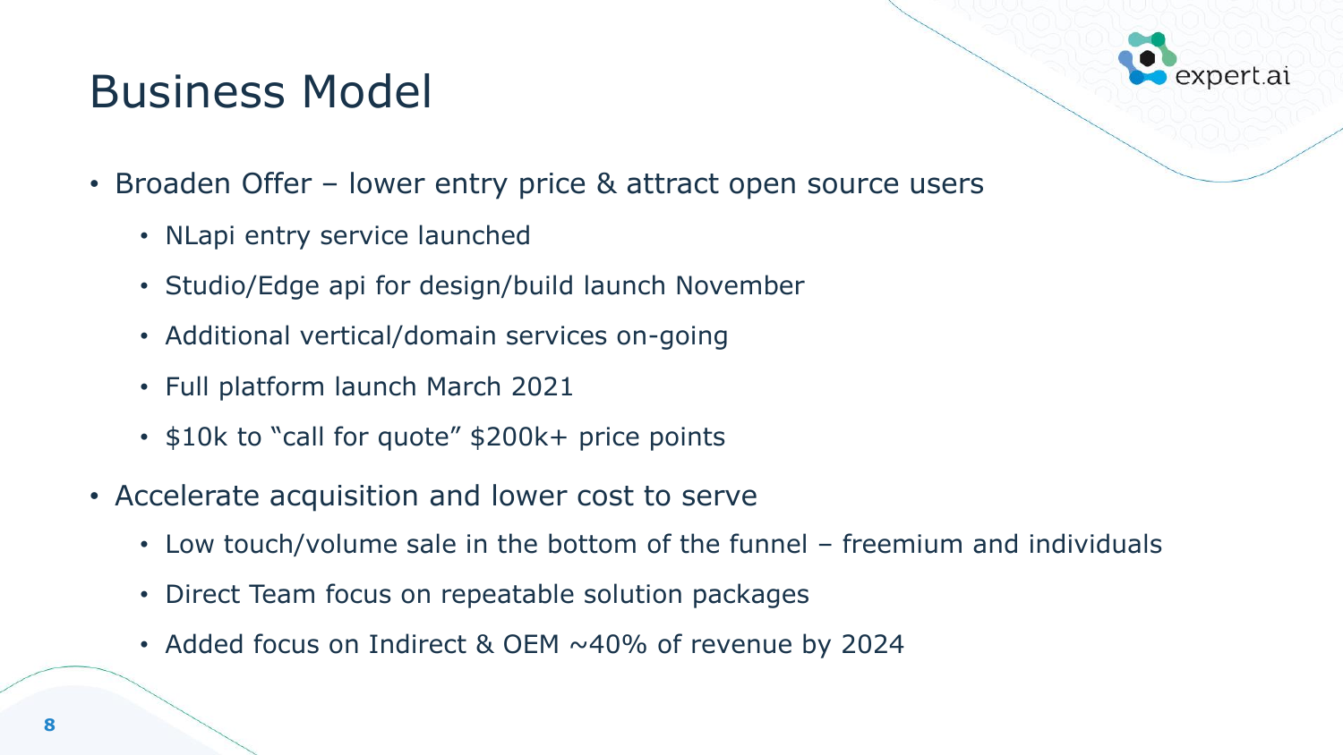# Business Model

- Broaden Offer – lower entry price & attract open source users
  - NLapi entry service launched
  - Studio/Edge api for design/build launch November
  - Additional vertical/domain services on-going
  - Full platform launch March 2021
  - $10k to "call for quote" $200k+ price points
- Accelerate acquisition and lower cost to serve
  - Low touch/volume sale in the bottom of the funnel – freemium and individuals
  - Direct Team focus on repeatable solution packages
  - Added focus on Indirect & OEM ~40% of revenue by 2024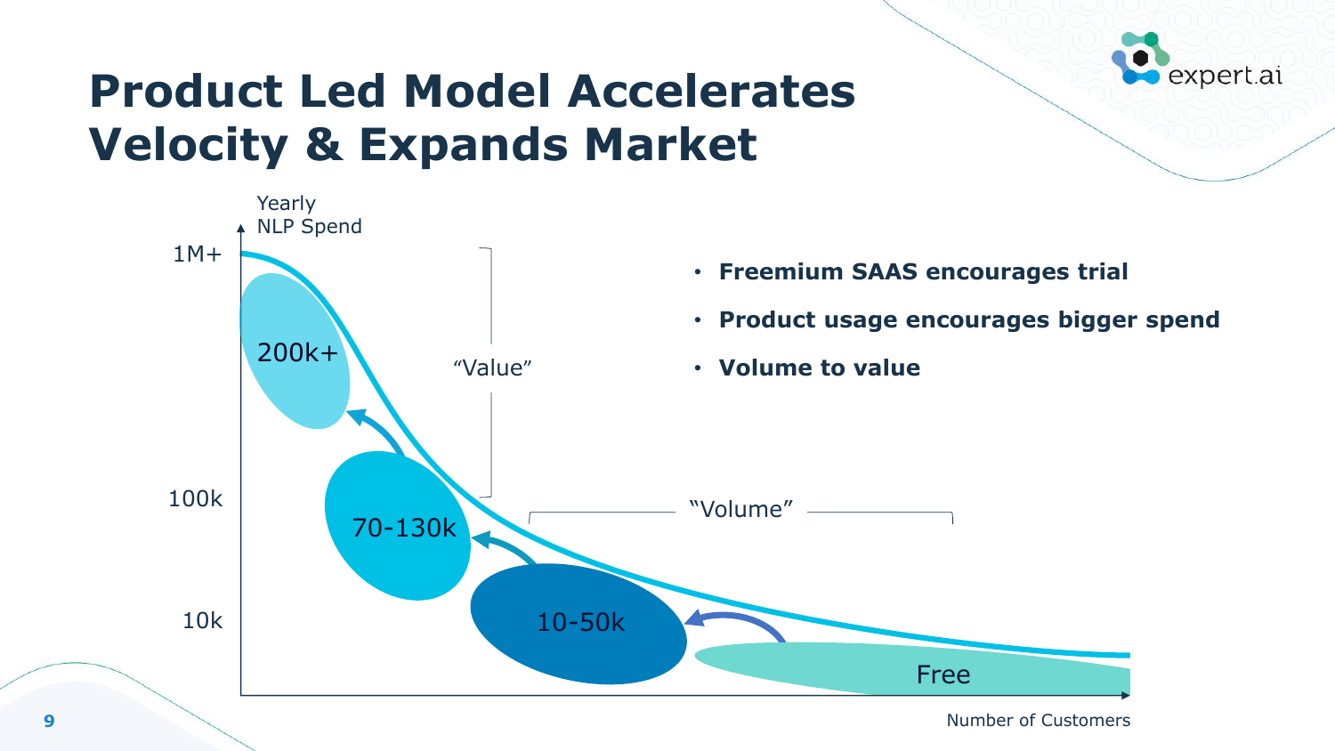# Product Led Model Accelerates Velocity & Expands Market

Yearly NLP Spend

1M+

100k

10k

200k+

70-130k

10-50k

Free

"Value"

"Volume"

Number of Customers

- **Freemium SAAS encourages trial**
- **Product usage encourages bigger spend**
- **Volume to value**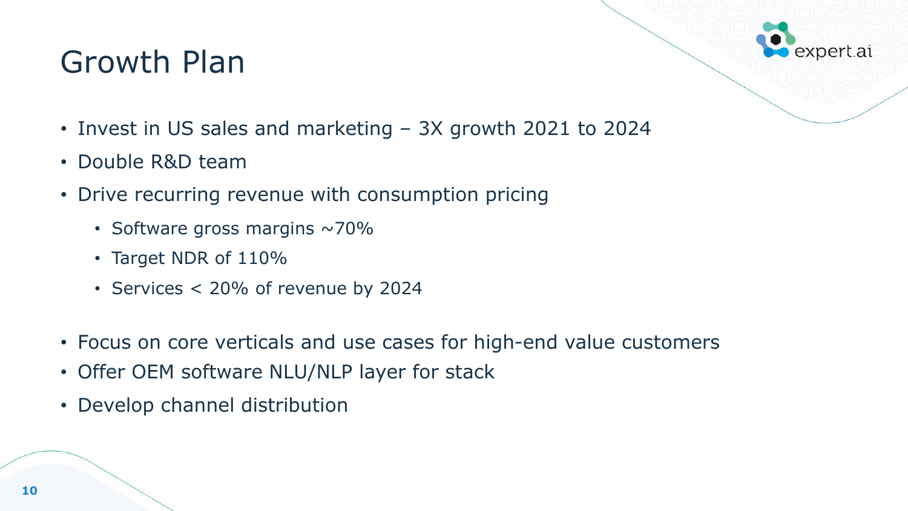# Growth Plan

- Invest in US sales and marketing – 3X growth 2021 to 2024
- Double R&D team
- Drive recurring revenue with consumption pricing
  - Software gross margins ~70%
  - Target NDR of 110%
  - Services < 20% of revenue by 2024
- Focus on core verticals and use cases for high-end value customers
- Offer OEM software NLU/NLP layer for stack
- Develop channel distribution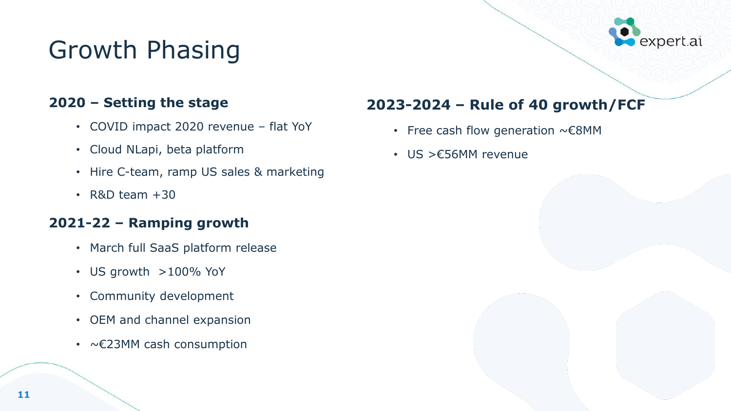# Growth Phasing

### 2020 – Setting the stage

- COVID impact 2020 revenue – flat YoY
- Cloud NLapi, beta platform
- Hire C-team, ramp US sales & marketing
- R&D team +30

### 2021-22 – Ramping growth

- March full SaaS platform release
- US growth >100% YoY
- Community development
- OEM and channel expansion
- ~€23MM cash consumption

### 2023-2024 – Rule of 40 growth/FCF

- Free cash flow generation ~€8MM
- US >€56MM revenue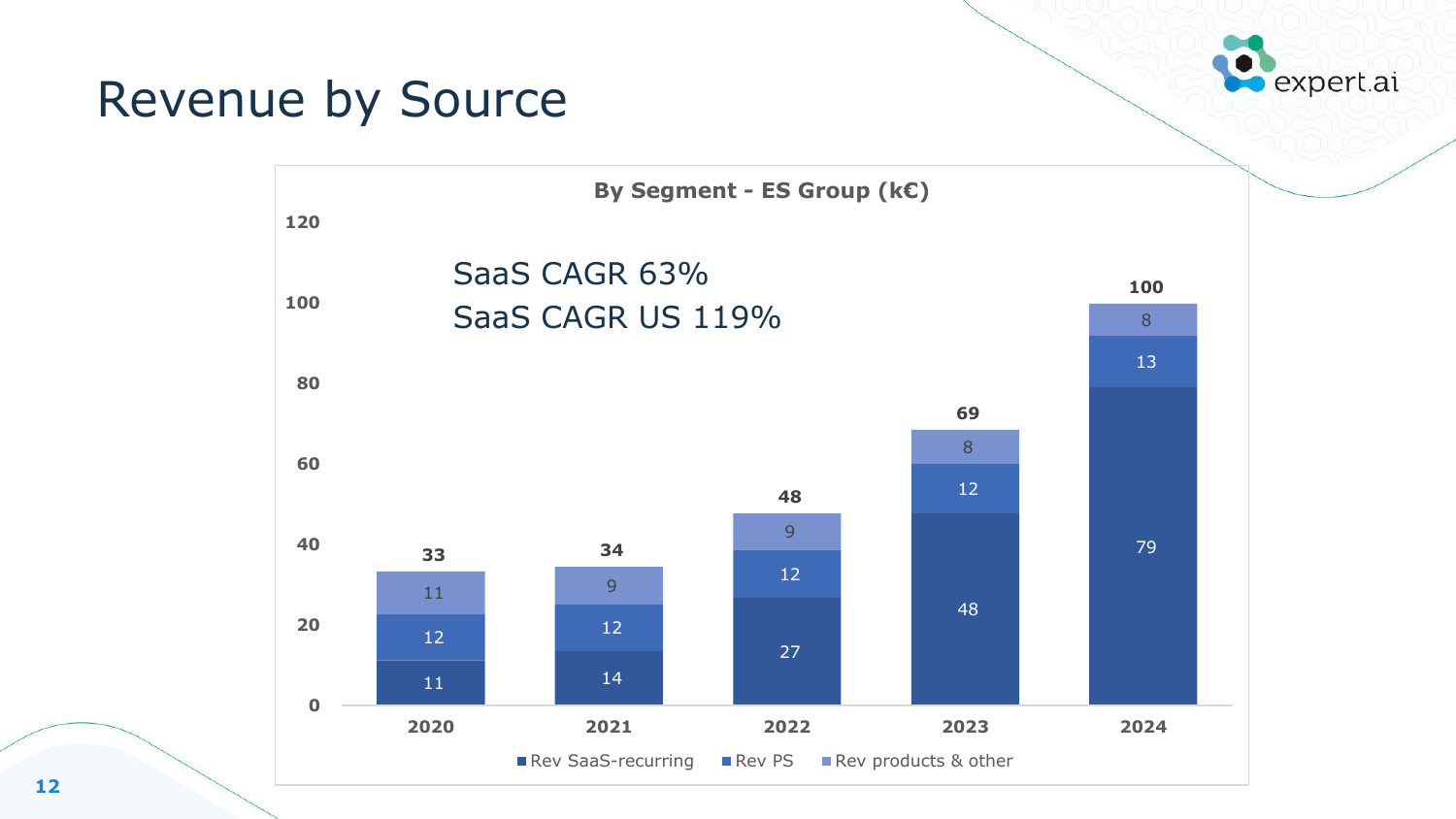# Revenue by Source

**By Segment - ES Group (k€)**

SaaS CAGR 63%

SaaS CAGR US 119%

| | 2020 | 2021 | 2022 | 2023 | 2024 |
|---|---|---|---|---|---|
| Rev SaaS-recurring | 11 | 14 | 27 | 48 | 79 |
| Rev PS | 12 | 12 | 12 | 12 | 13 |
| Rev products & other | 11 | 9 | 9 | 8 | 8 |
| **Total** | **33** | **34** | **48** | **69** | **100** |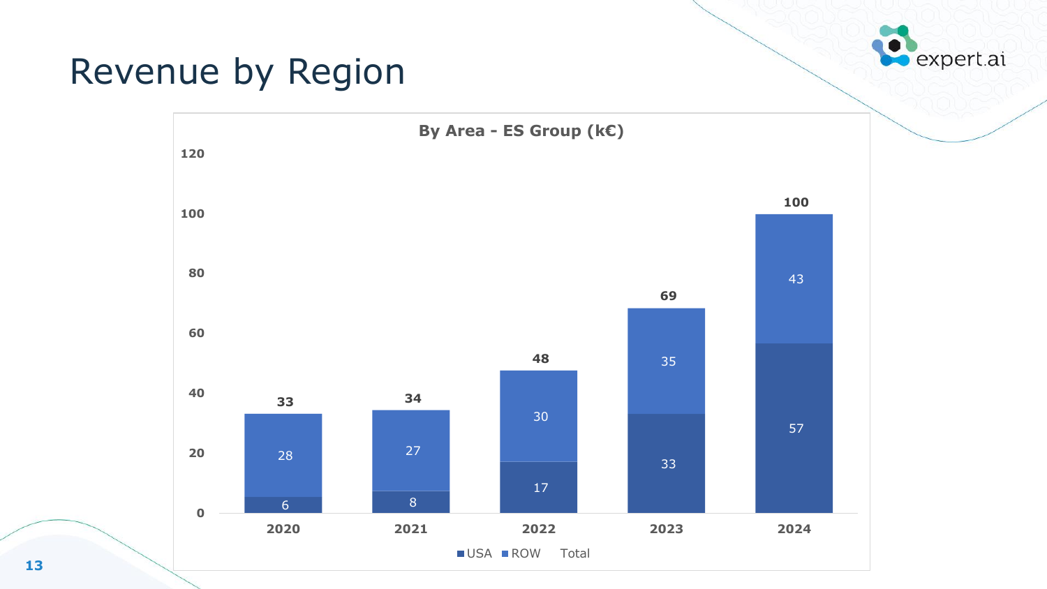# Revenue by Region

**By Area - ES Group (k€)**

| | 2020 | 2021 | 2022 | 2023 | 2024 |
|---|---|---|---|---|---|
| USA | 6 | 8 | 17 | 33 | 57 |
| ROW | 28 | 27 | 30 | 35 | 43 |
| Total | 33 | 34 | 48 | 69 | 100 |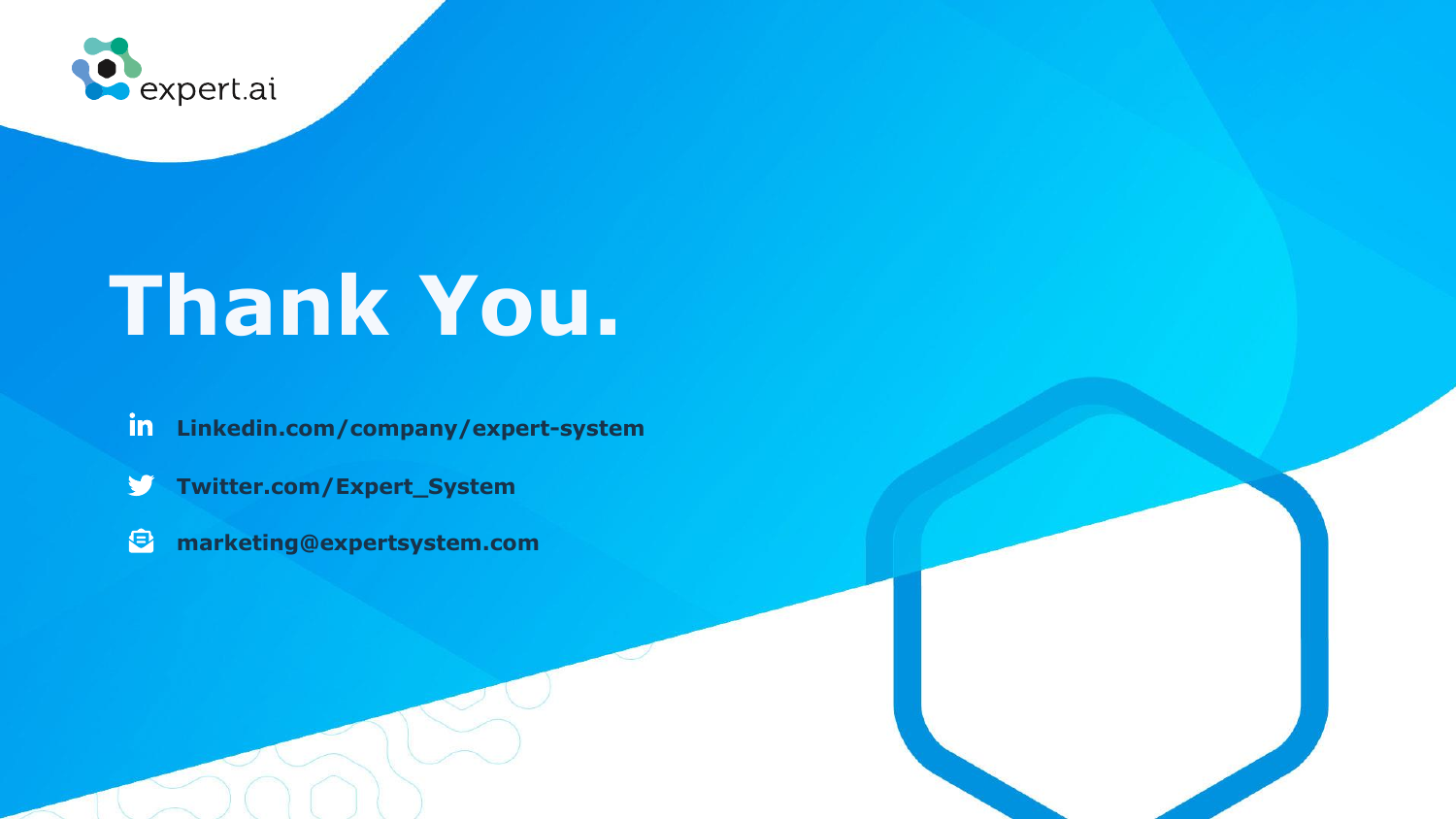expert.ai

# Thank You.

- Linkedin.com/company/expert-system
- Twitter.com/Expert_System
- marketing@expertsystem.com